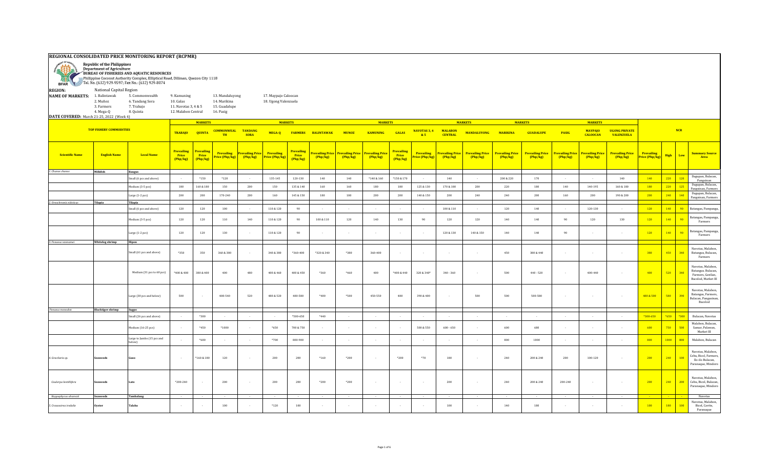# REGIONAL CONSOLIDATED PRICE MONITORING REPORT (RCPMR)

**Republic of the Philippines**
**Department of Agriculture**
**BUREAU OF FISHERIES AND AQUATIC RESOURCES**
Philippine Coconut Authority Complex, Elliptical Road, Diliman, Quezon City 1118
Tel. No. (632) 929-9597; Fax No.: (632) 929-8074

**REGION:** National Capital Region

**NAME OF MARKETS:** 1. Balintawak, 2. Muñoz, 3. Farmers, 4. Mega-Q, 5. Commonwealth, 6. Tandang Sora, 7. Trabajo, 8. Quinta, 9. Kamuning, 10. Galas, 11. Navotas 3, 4 & 5, 12. Malabon Central, 13. Mandaluyong, 14. Marikina, 15. Guadalupe, 16. Pasig, 17. Maypajo Caloocan, 18. Ugong Valenzuela

**DATE COVERED:** March 21-25, 2022 (Week 4)

| TOP FISHERY COMMODITIES | | | TRABAJO | QUINTA | COMMONWEALTH | TANDANG SORA | MEGA-Q | FARMERS | BALINTAWAK | MUNOZ | KAMUNING | GALAS | NAVOTAS 3, 4 & 5 | MALABON CENTRAL | MANDALUYONG | MARIKINA | GUADALUPE | PASIG | MAYPAJO CALOOCAN | UGONG PRIVATE VALENZUELA | NCR | | | |
|---|---|---|---|---|---|---|---|---|---|---|---|---|---|---|---|---|---|---|---|---|---|---|---|---|
| Scientific Name | English Name | Local Name | Prevailing Price (Php/kg) | Prevailing Price (Php/kg) | Prevailing Price (Php/kg) | Prevailing Price (Php/kg) | Prevailing Price (Php/kg) | Prevailing Price (Php/kg) | Prevailing Price (Php/kg) | Prevailing Price (Php/kg) | Prevailing Price (Php/kg) | Prevailing Price (Php/kg) | Prevailing Price (Php/kg) | Prevailing Price (Php/kg) | Prevailing Price (Php/kg) | Prevailing Price (Php/kg) | Prevailing Price (Php/kg) | Prevailing Price (Php/kg) | Prevailing Price (Php/kg) | Prevailing Price (Php/kg) | Prevailing Price (Php/kg) | High | Low | Summary Source Area |
| 1. Chanos chanos | Milkfish | Bangus | | | | | | | | | | | | | | | | | | | | | | |
| | | Small (6 pcs and above) | - | *150 | *120 | - | 135-145 | 120-130 | 140 | 140 | *140 & 160 | *150 & 170 | - | 140 | - | 200 & 220 | 170 | - | - | 140 | 140 | 220 | 120 | Dagupan, Bulacan, Pangsinan |
| | | Medium (3-5 pcs) | 180 | 160 & 180 | 150 | 200 | 150 | 135 & 140 | 160 | 160 | 180 | 180 | 125 & 130 | 170 & 180 | 200 | 220 | 180 | 140 | 140-195 | 160 & 180 | 180 | 220 | 125 | Dagupan, Bulacan, Pangsinan, Farmers |
| | | Large (1-2 pcs) | 200 | 200 | 170-240 | 200 | 160 | 145 & 150 | 180 | 180 | 200 | 200 | 140 & 150 | 200 | 240 | 240 | 200 | 160 | 200 | 190 & 200 | 200 | 240 | 140 | Dagupan, Bulacan, Pangsinan, Farmers |
| 2. Oreochromis niloticus | Tilapia | Tilapia | | | | | | | | | | | | | | | | | | | | | | |
| | | Small (6 pcs and above) | 120 | 120 | 100 | - | 110 & 120 | 90 | - | - | - | - | - | 100 & 110 | - | 120 | 140 | - | 120-130 | - | 120 | 140 | 90 | Batangas, Pampanga, |
| | | Medium (3-5 pcs) | 120 | 120 | 110 | 140 | 110 & 120 | 90 | 100 & 110 | 120 | 140 | 130 | 90 | 120 | 120 | 140 | 140 | 90 | 120 | 130 | 120 | 140 | 90 | Batangas, Pampanga, Farmers |
| | | Large (1-2 pcs) | 120 | 120 | 130 | - | 110 & 120 | 90 | - | - | - | - | - | 120 & 130 | 140 & 150 | 140 | 140 | 90 | - | - | 120 | 140 | 90 | Batangas, Pampanga, Farmers |
| 3. Penaeus vannamei | Whiteleg shrimp | Hipon | | | | | | | | | | | | | | | | | | | | | | |
| | | Small (61 pcs and above) | *350 | 350 | 360 & 380 | - | 340 & 380 | *360-400 | *320 & 340 | *380 | 360-400 | - | - | - | - | 450 | 380 & 440 | - | - | - | 380 | 450 | 340 | Navotas, Malabon, Batangas, Bulacan, Farmers |
| | | Medium (31 pcs to 60 pcs) | *400 & 400 | 380 & 400 | 400 | 480 | 400 & 460 | 400 & 450 | *360 | *460 | 400 | *400 & 440 | 320 & 340* | 340 - 360 | - | 500 | 440 - 520 | - | 400-440 | - | 400 | 520 | 340 | Navotas, Malabon, Batangas, Bulacan, Farmers, GenSan, Bacolod, Market III |
| | | Large (30 pcs and below) | 500 | - | 400-540 | 520 | 480 & 520 | 480-500 | *400 | *500 | 450-550 | 400 | 390 & 400 | - | 500 | 500 | 500-580 | - | - | - | 400 & 500 | 580 | 390 | Navotas, Malabon, Batangas, Farmers, Bulacan, Pangasinan, Bacolod |
| Penaeus monodon | Blacktiger shrimp | Sugpo | | | | | | | | | | | | | | | | | | | | | | |
| | | Small (26 pcs and above) | - | *300 | - | - | - | *500-650 | *440 | - | - | - | - | - | - | - | - | - | - | - | *300-650 | *650 | *300 | Bulacan, Navotas |
| | | Medium (16-25 pcs) | - | *450 | *1000 | - | *650 | 700 & 750 | - | - | - | - | 500 & 550 | 600 - 650 | - | 600 | 680 | - | - | - | 600 | 750 | 500 | Malabon, Bulacan, Samar, Palawan, Market III |
| | | Large to Jumbo (15 pcs and below) | - | *600 | - | - | *700 | 800-900 | - | - | - | - | - | - | - | 800 | 1000 | - | - | - | 800 | 1000 | 800 | Malabon, Bulacan |
| 4. Gracilaria sp. | Seaweeds | Guso | - | *160 & 180 | 120 | - | 200 | 200 | *160 | *200 | - | *200 | *70 | 180 | - | 240 | 200 & 240 | 200 | 100-120 | - | 200 | 240 | 100 | Navotas, Malabon, Cebu, Bicol, Farmers, Ilo-ilo Bulacan, Paranaque, Mindoro |
| Caulerpa lentillifera | Seaweeds | Lato | *200-240 | - | 200 | - | 200 | 200 | *200 | *200 | - | - | - | 200 | - | 240 | 200 & 240 | 200-240 | - | - | 200 | 240 | 200 | Navotas, Malabon, Cebu, Bicol, Bulacan, Paranaque, Mindoro |
| Kappaphycus alvarezii | Seaweeds | Tambalang | - | - | - | - | - | - | - | - | - | - | - | - | - | - | - | - | - | - | - | - | - | Navotas |
| 5. Crassostrea iredalie | Oyster | Talaba | - | - | 100 | - | *120 | 100 | - | - | - | - | - | 100 | - | 140 | 180 | - | - | - | 100 | 180 | 100 | Navotas, Malabon, Bicol, Cavite, Paranaque |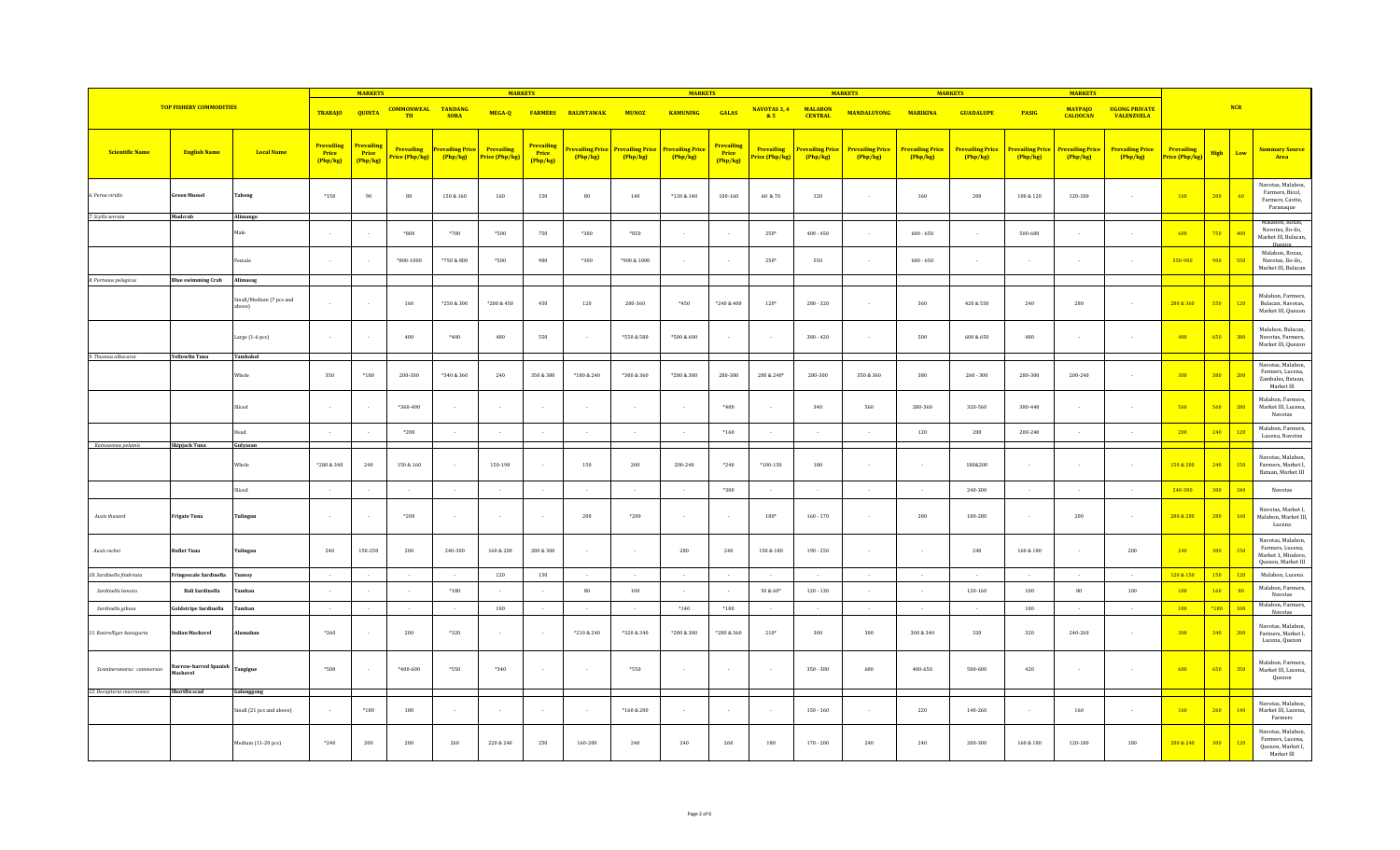| TOP FISHERY COMMODITIES | | | MARKETS | | | | MARKETS | | | | MARKETS | | | MARKETS | | MARKETS | | | | NCR | | | |
|---|---|---|---|---|---|---|---|---|---|---|---|---|---|---|---|---|---|---|---|---|---|---|---|
| | | | TRABAJO | QUINTA | COMMONWEAL TH | TANDANG SORA | MEGA-Q | FARMERS | BALINTAWAK | MUNOZ | KAMUNING | GALAS | NAVOTAS 3, 4 & 5 | MALABON CENTRAL | MANDALUYONG | MARIKINA | GUADALUPE | PASIG | MAYPAJO CALOOCAN | UGONG PRIVATE VALENZUELA | | | | |
| Scientific Name | English Name | Local Name | Prevailing Price (Php/kg) | Prevailing Price (Php/kg) | Prevailing Price (Php/kg) | Prevailing Price (Php/kg) | Prevailing Price (Php/kg) | Prevailing Price (Php/kg) | Prevailing Price (Php/kg) | Prevailing Price (Php/kg) | Prevailing Price (Php/kg) | Prevailing Price (Php/kg) | Prevailing Price (Php/kg) | Prevailing Price (Php/kg) | Prevailing Price (Php/kg) | Prevailing Price (Php/kg) | Prevailing Price (Php/kg) | Prevailing Price (Php/kg) | Prevailing Price (Php/kg) | Prevailing Price (Php/kg) | Prevailing Price (Php/kg) | High | Low | Summary Source Area |
| 6. Perna viridis | Green Mussel | Tahong | *150 | 90 | 80 | 150 & 160 | 160 | 150 | 80 | 140 | *120 & 140 | 100-160 | 60 & 70 | 120 | - | 160 | 200 | 100 & 120 | 120-180 | - | 160 | 200 | 60 | Navotas, Malabon, Farmers, Bicol, Farmers, Cavite, Paranaque |
| 7. Scylla serrata | Mudcrab | Alimango | | | | | | | | | | | | | | | | | | | | | | |
| | | Male | - | - | *800 | *700 | *500 | 750 | *300 | *850 | - | - | 250* | 400 - 450 | - | 600 - 650 | - | 500-600 | - | - | 600 | 750 | 400 | Malabon, Roxas, Navotas, Ilo-ilo, Market III, Bulacan, Quezon |
| | | Female | - | - | *800-1000 | *750 & 800 | *500 | 900 | *300 | *900 & 1000 | - | - | 250* | 550 | - | 600 - 650 | - | - | - | - | 550-900 | 900 | 550 | Malabon, Roxas, Navotas, Ilo-ilo, Market III, Bulacan |
| 8. Portunus pelagicus | Blue swimming Crab | Alimasag | | | | | | | | | | | | | | | | | | | | | | |
| | | Small/Medium (7 pcs and above) | - | - | 160 | *250 & 300 | *200 & 450 | 450 | 120 | 200-360 | *450 | *240 & 400 | 120* | 280 - 320 | - | 360 | 420 & 550 | 240 | 280 | - | 280 & 360 | 550 | 120 | Malabon, Farmers, Bulacan, Navotas, Market III, Quezon |
| | | Large (1-6 pcs) | - | - | 400 | *400 | 480 | 550 | - | *550 & 580 | *500 & 600 | - | - | 380 - 420 | - | 500 | 600 & 650 | 480 | - | - | 400 | 650 | 380 | Malabon, Bulacan, Navotas, Farmers, Market III, Quezon |
| 9. Thunnus albacares | Yellowfin Tuna | Tambakol | | | | | | | | | | | | | | | | | | | | | | |
| | | Whole | 350 | *180 | 200-300 | *340 & 360 | 240 | 350 & 380 | *180 & 240 | *300 & 360 | *280 & 300 | 280-300 | 200 & 240* | 280-300 | 350 & 360 | 300 | 260 - 300 | 280-300 | 200-240 | - | 300 | 380 | 200 | Navotas, Malabon, Farmers, Lucena, Zambales, Bataan, Market III |
| | | Sliced | - | - | *360-400 | - | - | - | - | - | - | *400 | - | 340 | 560 | 280-360 | 320-560 | 300-440 | - | - | 560 | 560 | 280 | Malabon, Farmers, Market III, Lucena, Navotas |
| | | Head | - | - | *200 | - | - | - | - | - | - | *160 | - | - | - | 120 | 200 | 200-240 | - | - | 200 | 240 | 120 | Malabon, Farmers, Lucena, Navotas |
| Katsuwonus pelamis | Skipjack Tuna | Gulyasan | | | | | | | | | | | | | | | | | | | | | | |
| | | Whole | *280 & 340 | 240 | 150 & 160 | - | 150-190 | - | 150 | 200 | 200-240 | *240 | *100-150 | 180 | - | - | 180&200 | - | - | - | 150 & 200 | 240 | 150 | Navotas, Malabon, Farmers, Market I, Bataan, Market III |
| | | Sliced | - | - | - | - | - | - | - | - | - | *300 | - | - | - | - | 240-300 | - | - | - | 240-300 | 300 | 240 | Navotas |
| Auxis thazard | Frigate Tuna | Tulingan | - | - | *200 | - | - | - | 200 | *200 | - | - | 180* | 160 - 170 | - | 200 | 180-280 | - | 200 | - | 200 & 280 | 280 | 160 | Navotas, Market I, Malabon, Market III, Lucena |
| Auxis rochei | Bullet Tuna | Tulingan | 240 | 150-250 | 200 | 240-300 | 160 & 200 | 280 & 300 | - | - | 280 | 240 | 150 & 180 | 190 - 250 | - | - | 240 | 160 & 180 | - | 200 | 240 | 300 | 150 | Navotas, Malabon, Farmers, Lucena, Market I, Mindoro, Quezon, Market III |
| 10. Sardinella fimbriata | Fringescale Sardinella | Tunsoy | - | - | - | - | 120 | 150 | - | - | - | - | - | - | - | - | - | - | - | - | 120 & 150 | 150 | 120 | Malabon, Lucena |
| Sardinella lemuru | Bali Sardinella | Tamban | - | - | - | *180 | - | - | 80 | 100 | - | - | 50 & 60* | 120 - 130 | - | - | 120-160 | 100 | 80 | 100 | 100 | 160 | 80 | Malabon, Farmers, Navotas |
| Sardinella gibosa | Goldstripe Sardinella | Tamban | - | - | - | - | 100 | - | - | - | *140 | *180 | - | - | - | - | - | 100 | - | - | 100 | *180 | 100 | Malabon, Farmers, Navotas |
| 11. Rastrelliger kanagurta | Indian Mackerel | Alumahan | *260 | - | 200 | *320 | - | - | *210 & 240 | *320 & 340 | *280 & 300 | *280 & 360 | 210* | 300 | 300 | 300 & 340 | 320 | 320 | 240-260 | - | 300 | 340 | 200 | Navotas, Malabon, Farmers, Market I, Lucena, Quezon |
| Scomberomorus commerson | Narrow-barred Spanish Mackerel | Tanigue | *500 | - | *400-600 | *550 | *340 | - | - | *550 | - | - | - | 350 - 380 | 600 | 400-650 | 500-600 | 420 | - | - | 600 | 650 | 350 | Malabon, Farmers, Market III, Lucena, Quezon |
| 12. Decapterus macrosoma | Shortfin scad | Galunggong | | | | | | | | | | | | | | | | | | | | | | |
| | | Small (21 pcs and above) | - | *180 | 180 | - | - | - | - | *160 & 200 | - | - | - | 150 - 160 | - | 220 | 140-260 | - | 160 | - | 160 | 260 | 140 | Navotas, Malabon, Market III, Lucena, Farmers |
| | | Medium (11-20 pcs) | *240 | 200 | 200 | 260 | 220 & 240 | 250 | 160-200 | 240 | 240 | 260 | 180 | 170 - 200 | 240 | 240 | 200-300 | 160 & 180 | 120-180 | 180 | 200 & 240 | 300 | 120 | Navotas, Malabon, Farmers, Lucena, Quezon, Market I, Market III |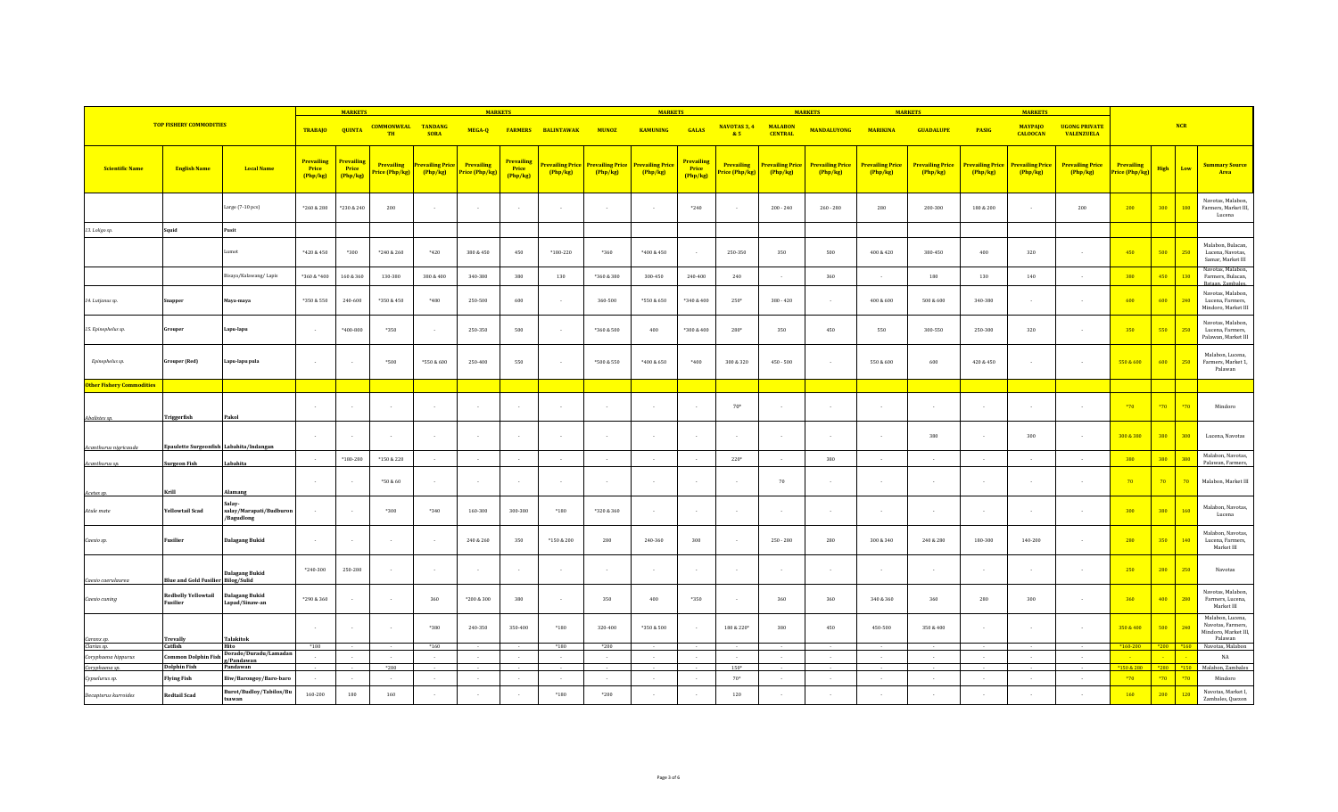| TOP FISHERY COMMODITIES | | | TRABAJO | QUINTA | COMMONWEALTH | TANDANG SORA | MEGA-Q | FARMERS | BALINTAWAK | MUNOZ | KAMUNING | GALAS | NAVOTAS 3, 4 & 5 | MALABON CENTRAL | MANDALUYONG | MARIKINA | GUADALUPE | PASIG | MAYPAJO CALOOCAN | UGONG PRIVATE VALENZUELA | NCR | | | |
|---|---|---|---|---|---|---|---|---|---|---|---|---|---|---|---|---|---|---|---|---|---|---|---|---|
| **Scientific Name** | **English Name** | **Local Name** | **Prevailing Price (Php/kg)** | **Prevailing Price (Php/kg)** | **Prevailing Price (Php/kg)** | **Prevailing Price (Php/kg)** | **Prevailing Price (Php/kg)** | **Prevailing Price (Php/kg)** | **Prevailing Price (Php/kg)** | **Prevailing Price (Php/kg)** | **Prevailing Price (Php/kg)** | **Prevailing Price (Php/kg)** | **Prevailing Price (Php/kg)** | **Prevailing Price (Php/kg)** | **Prevailing Price (Php/kg)** | **Prevailing Price (Php/kg)** | **Prevailing Price (Php/kg)** | **Prevailing Price (Php/kg)** | **Prevailing Price (Php/kg)** | **Prevailing Price (Php/kg)** | **Prevailing Price (Php/kg)** | **High** | **Low** | **Summary Source Area** |
| | | Large (7-10 pcs) | *260 & 280 | *230 & 240 | 200 | - | - | - | - | - | - | *240 | - | 200 - 240 | 260 - 280 | 280 | 200-300 | 180 & 200 | - | 200 | 200 | 300 | 180 | Navotas, Malabon, Farmers, Market III, Lucena |
| *13. Loligo sp.* | **Squid** | **Pusit** | | | | | | | | | | | | | | | | | | | | | | |
| | | Lumot | *420 & 450 | *300 | *240 & 260 | *420 | 380 & 450 | 450 | *180-220 | *360 | *400 & 450 | - | 250-350 | 350 | 500 | 400 & 420 | 380-450 | 400 | 320 | - | 450 | 500 | 250 | Malabon, Bulacan, Lucena, Navotas, Samar, Market III |
| | | Bisaya/Kalawang/ Lapis | *360 & *400 | 160 & 360 | 130-380 | 380 & 400 | 340-380 | 380 | 130 | *360 & 380 | 300-450 | 240-400 | 240 | - | 360 | - | 180 | 130 | 140 | - | 380 | 450 | 130 | Navotas, Malabon, Farmers, Bulacan, Bataan, Zambales |
| *14. Lutjanus sp.* | **Snapper** | **Maya-maya** | *350 & 550 | 240-600 | *350 & 450 | *400 | 250-500 | 600 | - | 360-500 | *550 & 650 | *340 & 400 | 250* | 380 - 420 | - | 400 & 600 | 500 & 600 | 340-380 | - | - | 600 | 600 | 240 | Navotas, Malabon, Lucena, Farmers, Mindoro, Market III |
| *15. Epinephelus sp.* | **Grouper** | **Lapu-lapu** | - | *400-800 | *350 | - | 250-350 | 500 | - | *360 & 500 | 400 | *300 & 400 | 280* | 350 | 450 | 550 | 300-550 | 250-300 | 320 | - | 350 | 550 | 250 | Navotas, Malabon, Lucena, Farmers, Palawan, Market III |
| *Epinephelus sp.* | **Grouper (Red)** | **Lapu-lapu pula** | - | - | *500 | *550 & 600 | 250-400 | 550 | - | *500 & 550 | *400 & 650 | *400 | 300 & 320 | 450 - 500 | - | 550 & 600 | 600 | 420 & 450 | - | - | 550 & 600 | 600 | 250 | Malabon, Lucena, Farmers, Market I, Palawan |
| **Other Fishery Commodities** | | | | | | | | | | | | | | | | | | | | | | | | |
| *Abalistes sp.* | **Triggerfish** | **Pakol** | - | - | - | - | - | - | - | - | - | - | 70* | - | - | - | - | - | - | - | *70 | *70 | *70 | Mindoro |
| *Acanthurus nigricauda* | **Epaulette Surgeonfish** | **Labahita/Indangan** | - | - | - | - | - | - | - | - | - | - | - | - | - | - | 380 | - | 300 | - | 300 & 380 | 380 | 300 | Lucena, Navotas |
| *Acanthurus sp.* | **Surgeon Fish** | **Labahita** | - | *180-280 | *150 & 220 | - | - | - | - | - | - | - | 220* | - | 380 | - | - | - | - | - | 380 | 380 | 300 | Malabon, Navotas, Palawan, Farmers, |
| *Acetes sp.* | **Krill** | **Alamang** | - | - | *50 & 60 | - | - | - | - | - | - | - | - | 70 | - | - | - | - | - | - | 70 | 70 | 70 | Malabon, Market III |
| *Atule mate* | **Yellowtail Scad** | **Salay-salay/Murapati/Budburon /Bagudlong** | - | - | *300 | *340 | 160-300 | 300-380 | *180 | *320 & 360 | - | - | - | - | - | - | - | - | - | - | 300 | 380 | 160 | Malabon, Navotas, Lucena |
| *Caesio sp.* | **Fusilier** | **Dalagang Bukid** | - | - | - | - | 240 & 260 | 350 | *150 & 200 | 280 | 240-360 | 300 | - | 250 - 280 | 280 | 300 & 340 | 240 & 280 | 180-300 | 140-200 | - | 280 | 350 | 140 | Malabon, Navotas, Lucena, Farmers, Market III |
| *Caesio caerulaurea* | **Blue and Gold Fusilier** | **Dalagang Bukid Bilog/Solid** | *240-300 | 250-280 | - | - | - | - | - | - | - | - | - | - | - | - | - | - | - | - | 250 | 280 | 250 | Navotas |
| *Caesio cuning* | **Redbelly Yellowtail Fusilier** | **Dalagang Bukid Lapad/Sinaw-an** | *290 & 360 | - | - | 360 | *280 & 300 | 380 | - | 350 | 400 | *350 | - | 360 | 360 | 340 & 360 | 360 | 280 | 300 | - | 360 | 400 | 280 | Navotas, Malabon, Farmers, Lucena, Market III |
| *Caranx sp.* | **Trevally** | **Talakitok** | - | - | - | *380 | 240-350 | 350-400 | *180 | 320-400 | *350 & 500 | - | 180 & 220* | 380 | 450 | 450-500 | 350 & 400 | - | - | - | 350 & 400 | 500 | 240 | Malabon, Lucena, Navotas, Farmers, Mindoro, Market III, Palawan |
| *Clarias sp.* | **Catfish** | **Hito** | *180 | - | - | *160 | - | - | *180 | *200 | - | - | - | - | - | - | - | - | - | - | *160-200 | *200 | *160 | Navotas, Malabon |
| *Coryphaena hippurus* | **Common Dolphin Fish** | **Dorado/Durado/Lamadang/Pandawan** | - | - | - | - | - | - | - | - | - | - | - | - | - | - | - | - | - | - | - | - | - | NA |
| *Coryphaena sp.* | **Dolphin Fish** | **Pandawan** | - | - | *200 | - | - | - | - | - | - | - | 150* | - | - | - | - | - | - | - | *150 & 200 | *200 | *150 | Malabon, Zambales |
| *Cypselurus sp.* | **Flying Fish** | **Iliw/Barongoy/Baro-baro** | - | - | - | - | - | - | - | - | - | - | 70* | - | - | - | - | - | - | - | *70 | *70 | *70 | Mindoro |
| *Decapterus kurroides* | **Redtail Scad** | **Burot/Budloy/Tabilos/Budsawan** | 160-200 | 180 | 160 | - | - | - | *180 | *200 | - | - | 120 | - | - | - | - | - | - | - | 160 | 200 | 120 | Navotas, Market I, Zambales, Quezon |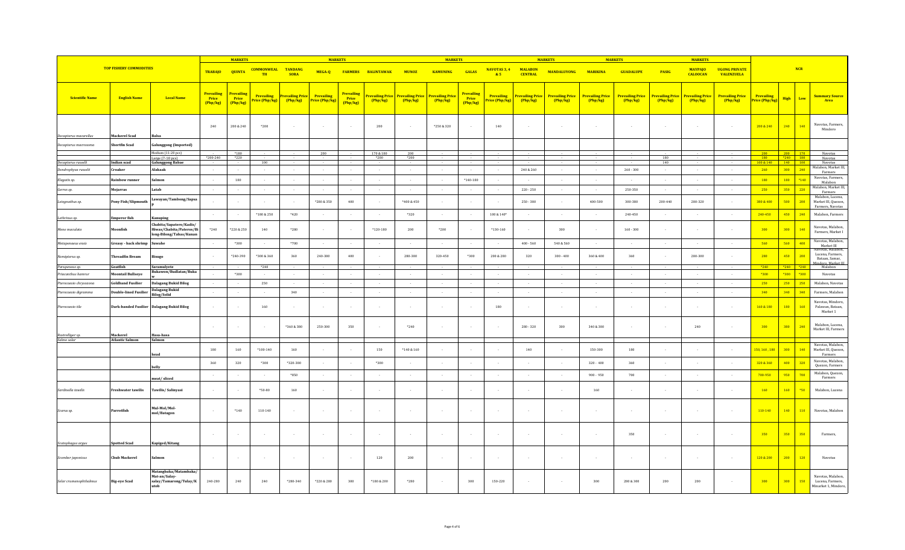| TOP FISHERY COMMODITIES | | | MARKETS | | MARKETS | | | | MARKETS | | | | MARKETS | | MARKETS | | | MARKETS | | NCR | | | |
|---|---|---|---|---|---|---|---|---|---|---|---|---|---|---|---|---|---|---|---|---|---|---|---|
| | | | TRABAJO | QUINTA | COMMONWEALTH | TANDANG SORA | MEGA-Q | FARMERS | BALINTAWAK | MUNOZ | KAMUNING | GALAS | NAVOTAS 3, 4 & 5 | MALABON CENTRAL | MANDALUYONG | MARIKINA | GUADALUPE | PASIG | MAYPAJO CALOOCAN | UGONG PRIVATE VALENZUELA | | | | |
| Scientific Name | English Name | Local Name | Prevailing Price (Php/kg) | Prevailing Price (Php/kg) | Prevailing Price (Php/kg) | Prevailing Price (Php/kg) | Prevailing Price (Php/kg) | Prevailing Price (Php/kg) | Prevailing Price (Php/kg) | Prevailing Price (Php/kg) | Prevailing Price (Php/kg) | Prevailing Price (Php/kg) | Prevailing Price (Php/kg) | Prevailing Price (Php/kg) | Prevailing Price (Php/kg) | Prevailing Price (Php/kg) | Prevailing Price (Php/kg) | Prevailing Price (Php/kg) | Prevailing Price (Php/kg) | Prevailing Price (Php/kg) | Prevailing Price (Php/kg) | High | Low | Summary Source Area |
| Decapterus macarellus | Mackerel Scad | Balsa | 240 | 200 & 240 | *200 | - | - | - | 200 | - | *250 & 320 | - | 140 | - | - | - | - | - | - | - | 200 & 240 | 240 | 140 | Navotas, Farmers, Mindoro |
| Decapterus macrosoma | Shortfin Scad | Galunggong (Imported) | | | | | | | | | | | | | | | | | | | | | | |
| | | Medium (11-20 pcs) | - | *180 | - | - | 200 | - | 170 & 180 | 200 | - | - | - | - | - | - | - | - | - | - | 200 | 200 | 170 | Navotas |
| | | Large (7-10 pcs) | *200-240 | *220 | - | - | - | - | *200 | *200 | - | - | - | - | - | - | - | 180 | - | - | 180 | *240 | 180 | Navotas |
| Decapterus russelli | Indian scad | Galunggong Babae | - | - | 100 | - | - | - | - | - | - | - | - | - | - | - | - | 140 | - | - | 100 & 140 | 140 | 100 | Navotas |
| Dendrophysa russelli | Croaker | Alakaak | - | - | - | - | - | - | - | - | - | - | - | 240 & 260 | - | - | 260 - 300 | - | - | - | 260 | 300 | 240 | Malabon, Market III, Farmers |
| Elagatis sp. | Rainbow runner | Salmon | - | 180 | - | - | - | - | - | - | - | *140-180 | - | - | - | - | - | - | - | - | 180 | 180 | *140 | Navotas, Farmers, Malabon |
| Gerres sp. | Mojarras | Latab | - | - | - | - | - | - | - | - | - | - | - | 220 - 250 | - | - | 250-350 | - | - | - | 250 | 350 | 220 | Malabon, Market III, Farmers |
| Leiognathus sp. | Pony Fish/Slipmouth | Lawayan/Tambong/Sapsap | - | - | - | - | *280 & 350 | 400 | - | *400 & 450 | - | - | - | 250 - 380 | - | 400-500 | 300-380 | 200-440 | 200-320 | - | 300 & 400 | 500 | 200 | Malabon, Lucena, Market III, Quezon, Farmers, Navotas |
| Lethrinus sp. | Emperor fish | Kanuping | - | - | *100 & 250 | *420 | - | - | - | *320 | - | - | 100 & 140* | - | - | - | 240-450 | - | - | - | 240-450 | 450 | 240 | Malabon, Farmers |
| Mene maculata | Moonfish | Chabita/Sapatero/Kadis/Hiwas/Chabita/Pateros/Bilong-Bilong/Tabas/Kunan | *240 | *220 & 250 | 140 | *280 | - | - | *120-180 | 200 | *200 | - | *130-160 | - | 300 | - | 160 - 300 | - | - | - | 300 | 300 | 140 | Navotas, Malabon, Farmers, Market 1 |
| Metapenaeus ensis | Greasy - back shrimp | Suwahe | - | *300 | - | *700 | - | - | - | - | - | - | - | 400 - 560 | 540 & 560 | - | - | - | - | - | 560 | 560 | 400 | Navotas, Malabon, Market III |
| Nemipterus sp. | Threadfin Bream | Bisugo | - | *240-390 | *300 & 360 | 360 | 240-380 | 400 | - | 280-380 | 320-450 | *300 | 200 & 280 | 320 | 300 - 400 | 360 & 400 | 360 | - | 280-300 | - | 280 | 450 | 200 | Navotas, Malabon, Lucena, Farmers, Bataan, Samar, Mindoro, Market III |
| Parupeneus sp. | Goatfish | Saramulyete | - | - | *240 | - | - | - | - | - | - | - | - | - | - | - | - | - | - | - | *240 | *240 | *240 | Malabon |
| Priacanthus hamrur | Moontail Bullseye | Bukawon/Budlatan/Bukaw | - | *300 | - | - | - | - | - | - | - | - | - | - | - | - | - | - | - | - | *300 | *300 | *300 | Navotas |
| Pterocaesio chrysozona | Goldband Fusilier | Dalagang Bukid Bilog | - | - | 250 | - | - | - | - | - | - | - | - | - | - | - | - | - | - | - | 250 | 250 | 250 | Malabon, Navotas |
| Pterocaesio digramma | Double-lined Fusilier | Dalagang Bukid Bilog/Solid | - | - | - | 340 | - | - | - | - | - | - | - | - | - | - | - | - | - | - | 340 | 340 | 340 | Farmers, Malabon |
| Pterocaesio tile | Dark-banded Fusilier | Dalagang Bukid Bilog | - | - | 160 | - | - | - | - | - | - | - | 180 | - | - | - | - | - | - | - | 160 & 180 | 180 | 160 | Navotas, Mindoro, Palawan, Bataan, Market 1 |
| Rastrelliger sp. | Mackerel | Hasa-hasa | - | - | - | *360 & 380 | 250-300 | 350 | - | *240 | - | - | - | 280 - 320 | 300 | 340 & 380 | - | - | 240 | - | 300 | 380 | 240 | Malabon, Lucena, Market III, Farmers |
| Salmo salar | Atlantic Salmon | Salmon | | | | | | | | | | | | | | | | | | | | | | |
| | | head | 180 | 160 | *100-140 | 160 | - | - | 150 | *140 & 160 | - | - | - | 140 | - | 150-300 | 180 | - | - | - | 150, 160 , 180 | 300 | 140 | Navotas, Malabon, Market III, Quezon, Farmers |
| | | belly | 360 | 320 | *300 | *320-380 | - | - | *300 | - | - | - | - | - | - | 320 - 400 | 360 | - | - | - | 320 & 360 | 400 | 320 | Navotas, Malabon, Quezon, Farmers |
| | | meat/ sliced | - | - | - | *850 | - | - | - | - | - | - | - | - | - | 900 - 950 | 700 | - | - | - | 700-950 | 950 | 700 | Malabon, Quezon, Farmers |
| Sardinella tawilis | Freshwater tawilis | Tawilis/ Salinyasi | - | - | *50-80 | 160 | - | - | - | - | - | - | - | - | - | 160 | - | - | - | - | 160 | 160 | *50 | Malabon, Lucena |
| Scarus sp. | Parrotfish | Mul-Mol/Mol-mol/Batagon | - | *140 | 110-140 | - | - | - | - | - | - | - | - | - | - | - | - | - | - | - | 110-140 | 140 | 110 | Navotas, Malabon |
| Scatophagus argus | Spotted Scad | Kapiged/Kitang | - | - | - | - | - | - | - | - | - | - | - | - | - | - | 350 | - | - | - | 350 | 350 | 350 | Farmers, |
| Scomber japonicus | Chub Mackerel | Salmon | - | - | - | - | - | - | 120 | 200 | - | - | - | - | - | - | - | - | - | - | 120 & 200 | 200 | 120 | Navotas |
| Selar crumenophthalmus | Big-eye Scad | Matangbaka/Matambaka/Mat-an/Salay-salay/Tamarong/Tulay/Kutob | 240-260 | 240 | 240 | *280-340 | *220 & 280 | 300 | *180 & 200 | *280 | - | 300 | 150-220 | - | - | 300 | 200 & 300 | 200 | 200 | - | 300 | 300 | 150 | Navotas, Malabon, Lucena, Farmers, Minarket 1, Mindoro, |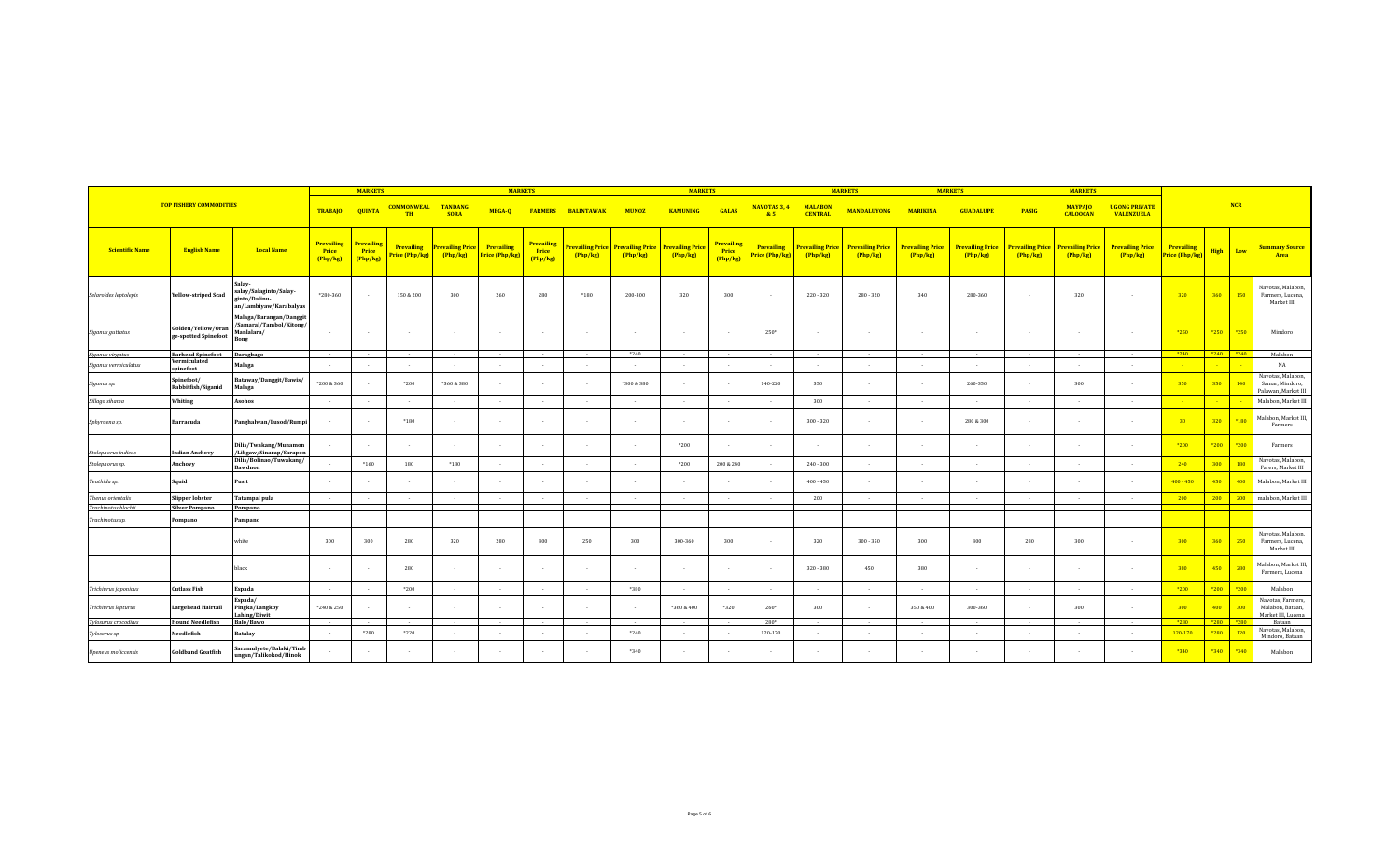| TOP FISHERY COMMODITIES | | | TRABAJO | QUINTA | COMMONWEAL TH | TANDANG SORA | MEGA-Q | FARMERS | BALINTAWAK | MUNOZ | KAMUNING | GALAS | NAVOTAS 3, 4 & 5 | MALABON CENTRAL | MANDALUYONG | MARIKINA | GUADALUPE | PASIG | MAYPAJO CALOOCAN | UGONG PRIVATE VALENZUELA | NCR | | | |
|---|---|---|---|---|---|---|---|---|---|---|---|---|---|---|---|---|---|---|---|---|---|---|---|---|
| Scientific Name | English Name | Local Name | Prevailing Price (Php/kg) | Prevailing Price (Php/kg) | Prevailing Price (Php/kg) | Prevailing Price (Php/kg) | Prevailing Price (Php/kg) | Prevailing Price (Php/kg) | Prevailing Price (Php/kg) | Prevailing Price (Php/kg) | Prevailing Price (Php/kg) | Prevailing Price (Php/kg) | Prevailing Price (Php/kg) | Prevailing Price (Php/kg) | Prevailing Price (Php/kg) | Prevailing Price (Php/kg) | Prevailing Price (Php/kg) | Prevailing Price (Php/kg) | Prevailing Price (Php/kg) | Prevailing Price (Php/kg) | Prevailing Price (Php/kg) | High | Low | Summary Source Area |
| *Selaroides leptolepis* | Yellow-striped Scad | Salay-salay/Salaginto/Salay-ginto/Dalinu-an/Lambiyaw/Karabalyas | *280-360 | - | 150 & 200 | 300 | 260 | 280 | *180 | 200-300 | 320 | 300 | - | 220 - 320 | 280 - 320 | 340 | 280-360 | - | 320 | - | 320 | 360 | 150 | Navotas, Malabon, Farmers, Lucena, Market III |
| *Siganus guttatus* | Golden/Yellow/Orange-spotted Spinefoot | Malaga/Barangan/Danggit/Samaral/Tambol/Kitong/Manlalara/Bong | - | - | - | - | - | - | - | - | - | - | 250* | - | - | - | - | - | - | - | *250 | *250 | *250 | Mindoro |
| *Siganus virgatus* | Barhead Spinefoot | Daragbago | - | - | - | - | - | - | - | *240 | - | - | - | - | - | - | - | - | - | - | *240 | *240 | *240 | Malabon |
| *Siganus vermiculatus* | Vermiculated spinefoot | Malaga | - | - | - | - | - | - | - | - | - | - | - | - | - | - | - | - | - | - | - | - | - | NA |
| *Siganus sp.* | Spinefoot/ Rabbitfish/Siganid | Bataway/Danggit/Bawis/ Malaga | *200 & 360 | - | *200 | *360 & 380 | - | - | - | *300 & 380 | - | - | 140-220 | 350 | - | - | 260-350 | - | 300 | - | 350 | 350 | 140 | Navotas, Malabon, Samar, Mindoro, Palawan, Market III |
| *Sillago sihama* | Whiting | Asohos | - | - | - | - | - | - | - | - | - | - | - | 300 | - | - | - | - | - | - | - | - | - | Malabon, Market III |
| *Sphyraena sp.* | Barracuda | Panghalwan/Lusod/Rumpi | - | - | *180 | - | - | - | - | - | - | - | - | 300 - 320 | - | - | 200 & 300 | - | - | - | 30 | 320 | *180 | Malabon, Market III, Farmers |
| *Stolephorus indicus* | Indian Anchovy | Dilis/Twakang/Munamon/Libgaw/Sinarap/Sarapon | - | - | - | - | - | - | - | - | *200 | - | - | - | - | - | - | - | - | - | *200 | *200 | *200 | Farmers |
| *Stolephorus sp.* | Anchovy | Dilis/Bolinao/Tuwakang/ Bawdnon | - | *160 | 180 | *180 | - | - | - | - | *200 | 200 & 240 | - | 240 - 300 | - | - | - | - | - | - | 240 | 300 | 180 | Navotas, Malabon, Farers, Market III |
| *Teuthida sp.* | Squid | Pusit | - | - | - | - | - | - | - | - | - | - | - | 400 - 450 | - | - | - | - | - | - | 400 - 450 | 450 | 400 | Malabon, Market III |
| *Thenus orientalis* | Slipper lobster | Tatampal pula | - | - | - | - | - | - | - | - | - | - | - | 200 | - | - | - | - | - | - | 200 | 200 | 200 | malabon, Market III |
| *Trachinotus blochii* | Silver Pompano | Pompano | | | | | | | | | | | | | | | | | | | | | | |
| *Trachinotus sp.* | Pompano | Pampano | | | | | | | | | | | | | | | | | | | | | | |
| | | white | 300 | 300 | 280 | 320 | 280 | 300 | 250 | 300 | 300-360 | 300 | - | 320 | 300 - 350 | 300 | 300 | 280 | 300 | - | 300 | 360 | 250 | Navotas, Malabon, Farmers, Lucena, Market III |
| | | black | - | - | 280 | - | - | - | - | - | - | - | - | 320 - 380 | 450 | 380 | - | - | - | - | 380 | 450 | 280 | Malabon, Market III, Farmers, Lucena |
| *Trichiurus japonicus* | Cutlass Fish | Espada | - | - | *200 | - | - | - | - | *300 | - | - | - | - | - | - | - | - | - | - | *200 | *200 | *200 | Malabon |
| *Trichiurus lepturus* | Largehead Hairtail | Espada/ Pingka/Langkoy Lahing/Diwit | *240 & 250 | - | - | - | - | - | - | - | *360 & 400 | *320 | 260* | 300 | - | 350 & 400 | 300-360 | - | 300 | - | 300 | 400 | 300 | Navotas, Malabon, Bataan, Market III, Lucena |
| *Tylosurus crocodilus* | Hound Needlefish | Balo/Bawo | - | - | - | - | - | - | - | - | - | - | 280* | - | - | - | - | - | - | - | *280 | *280 | *280 | Bataan |
| *Tylosurus sp.* | Needlefish | Batalay | - | *200 | *220 | - | - | - | - | *240 | - | - | 120-170 | - | - | - | - | - | - | - | 120-170 | *280 | 120 | Navotas, Malabon, Mindoro, Bataan |
| *Upeneus moliccensis* | Goldband Goatfish | Saramulyete/Balaki/Timbungan/Talikokod/Hinok | - | - | - | - | - | - | - | *340 | - | - | - | - | - | - | - | - | - | - | *340 | *340 | *340 | Malabon |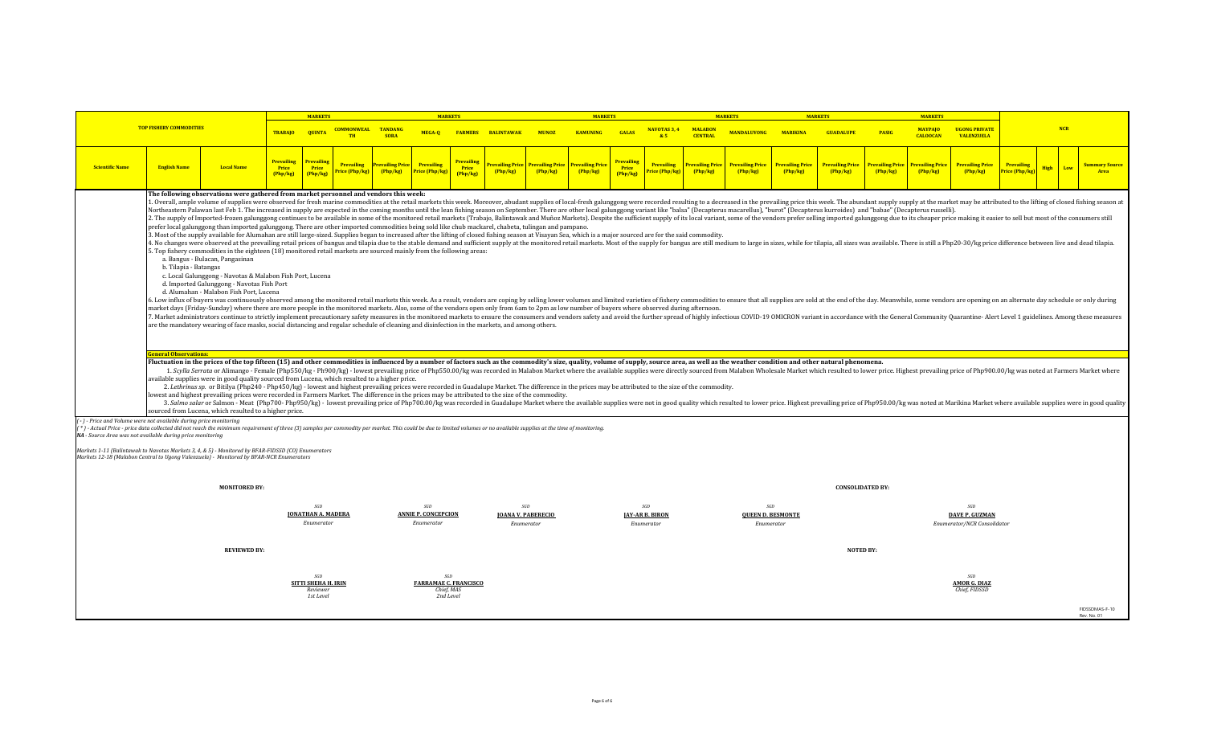| TOP FISHERY COMMODITIES | | | MARKETS | | | | MARKETS | | | | MARKETS | | | | MARKETS | | MARKETS | | MARKETS | | NCR | | | |
|---|---|---|---|---|---|---|---|---|---|---|---|---|---|---|---|---|---|---|---|---|---|---|---|---|
| | | | TRABAJO | QUINTA | COMMONWEALTH | TANDANG SORA | MEGA-Q | FARMERS | BALINTAWAK | MUNOZ | KAMUNING | GALAS | NAVOTAS 3, 4 & 5 | MALABON CENTRAL | MANDALUYONG | MARIKINA | GUADALUPE | PASIG | MAYPAJO CALOOCAN | UGONG PRIVATE VALENZUELA | | | | |
| Scientific Name | English Name | Local Name | Prevailing Price (Php/kg) | Prevailing Price (Php/kg) | Prevailing Price (Php/kg) | Prevailing Price (Php/kg) | Prevailing Price (Php/kg) | Prevailing Price (Php/kg) | Prevailing Price (Php/kg) | Prevailing Price (Php/kg) | Prevailing Price (Php/kg) | Prevailing Price (Php/kg) | Prevailing Price (Php/kg) | Prevailing Price (Php/kg) | Prevailing Price (Php/kg) | Prevailing Price (Php/kg) | Prevailing Price (Php/kg) | Prevailing Price (Php/kg) | Prevailing Price (Php/kg) | Prevailing Price (Php/kg) | Prevailing Price (Php/kg) | High | Low | Summary Source Area |

**The following observations were gathered from market personnel and vendors this week:**

1. Overall, ample volume of supplies were observed for fresh marine commodities at the retail markets this week. Moreover, abundant supplies of local-fresh galunggong were recorded resulting to a decreased in the prevailing price this week. The abundant supply supply at the market may be attributed to the lifting of closed fishing season at Northeastern Palawan last Feb 1. The increased in supply are expected in the coming months until the lean fishing season on September. There are other local galunggong variant like "balsa" (Decapterus macarellus), "burot" (Decapterus kurroides) and "babae" (Decapterus russelli).
2. The supply of Imported-frozen galunggong continues to be available in some of the monitored retail markets (Trabajo, Balintawak and Muñoz Markets). Despite the sufficient supply of its local variant, some of the vendors prefer selling imported galunggong due to its cheaper price making it easier to sell but most of the consumers still prefer local galunggong than imported galunggong. There are other imported commodities being sold like chub mackarel, chabeta, tulingan and pampano.
3. Most of the supply available for Alumahan are still large-sized. Supplies began to increased after the lifting of closed fishing season at Visayan Sea, which is a major source area for the said commodity.
4. No changes were observed at the prevailing retail prices of bangus and tilapia due to the stable demand and sufficient supply at the monitored retail markets. Most of the supply for bangus are still medium to large in sizes, while for tilapia, all sizes was available. There is still a Php20-30/kg price difference between live and dead tilapia.
5. Top fishery commodities in the eighteen (18) monitored retail markets are sourced mainly from the following areas:
   a. Bangus - Bulacan, Pangasinan
   b. Tilapia - Batangas
   c. Local Galunggong - Navotas & Malabon Fish Port, Lucena
   d. Imported Galunggong - Navotas Fish Port
   d. Alumahan - Malabon Fish Port, Lucena
6. Low influx of buyers was continuously observed among the monitored retail markets this week. As a result, vendors are coping by selling lower volumes and limited varieties of fishery commodities to ensure that all supplies are sold at the end of the day. Meanwhile, some vendors are opening on an alternate day schedule or only during market days (Friday-Sunday) where there are more people in the monitored markets. Also, some of the vendors open only from 6am to 2pm as low number of buyers where observed during afternoon.
7. Market administrators continue to strictly implement precautionary safety measures in the monitored markets to ensure the consumers and vendors safety and avoid the further spread of highly infectious COVID-19 OMICRON variant in accordance with the General Community Quarantine- Alert Level 1 guidelines. Among these measures are the mandatory wearing of face masks, social distancing and regular schedule of cleaning and disinfection in the markets, and among others.

**General Observations:**

**Fluctuation in the prices of the top fifteen (15) and other commodities is influenced by a number of factors such as the commodity's size, quality, volume of supply, source area, as well as the weather condition and other natural phenomena.**

1. *Scylla Serrata* or Alimango - Female (Php550/kg - Ph900/kg) - lowest prevailing price of Php550.00/kg was recorded in Malabon Market where the available supplies were directly sourced from Malabon Wholesale Market which resulted to lower price. Highest prevailing price of Php900.00/kg was noted at Farmers Market where available supplies were in good quality sourced from Lucena, which resulted to a higher price.
2. *Lethrinus sp.* or Bitilya (Php240 - Php450/kg) - lowest and highest prevailing prices were recorded in Guadalupe Market. The difference in the prices may be attributed to the size of the commodity. lowest and highest prevailing prices were recorded in Farmers Market. The difference in the prices may be attributed to the size of the commodity.
3. *Salmo salar* or Salmon - Meat (Php700- Php950/kg) - lowest prevailing price of Php700.00/kg was recorded in Guadalupe Market where the available supplies were not in good quality which resulted to lower price. Highest prevailing price of Php950.00/kg was noted at Marikina Market where available supplies were in good quality sourced from Lucena, which resulted to a higher price.

*( - ) - Price and Volume were not available during price monitoring*
*( \* ) - Actual Price - price data collected did not reach the minimum requirement of three (3) samples per commodity per market. This could be due to limited volumes or no available supplies at the time of monitoring.*
*NA - Source Area was not available during price monitoring*

*Markets 1-11 (Balintawak to Navotas Markets 3, 4, & 5) - Monitored by BFAR-FIDSSD (CO) Enumerators*
*Markets 12-18 (Malabon Central to Ugong Valenzuela) - Monitored by BFAR-NCR Enumerators*

**MONITORED BY:**

SGD **JONATHAN A. MADERA** — Enumerator
SGD **ANNIE P. CONCEPCION** — Enumerator
SGD **JOANA V. PABERECIO** — Enumerator
SGD **JAY-AR B. BIRON** — Enumerator
SGD **QUEEN D. BESMONTE** — Enumerator

**CONSOLIDATED BY:**

SGD **DAVE P. GUZMAN** — Enumerator/NCR Consolidator

**REVIEWED BY:**

SGD **SITTI SHEHA H. IRIN** — Reviewer, 1st Level
SGD **FARRAMAE C. FRANCISCO** — Chief, MAS, 2nd Level

**NOTED BY:**

SGD **AMOR G. DIAZ** — Chief, FIDSSD

FIDSSDMAS-F-10
Rev. No. 01